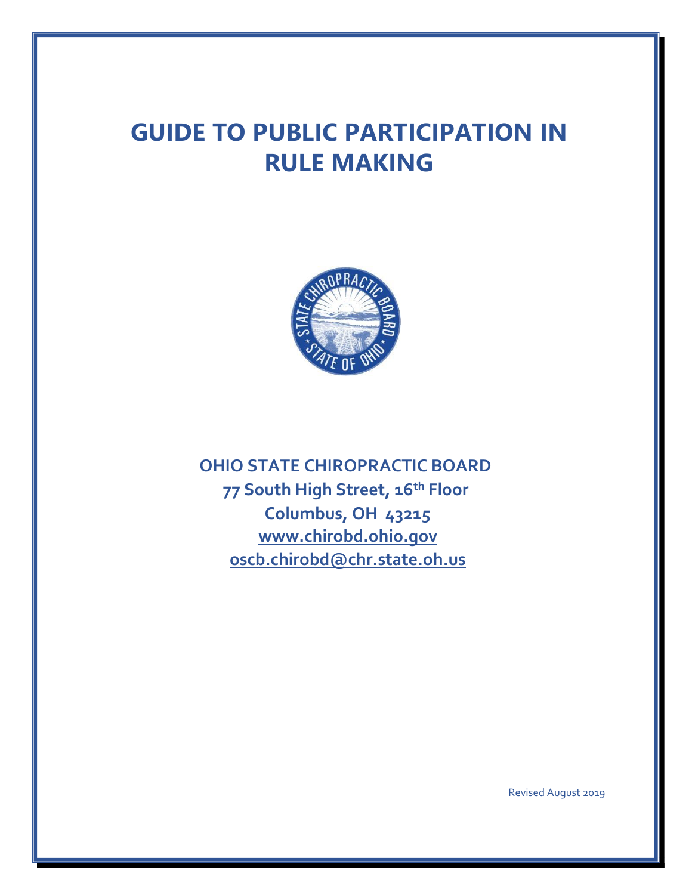# GUIDE TO PUBLIC PARTICIPATION IN RULE MAKING

**OHIO STATE CHIROPRACTIC BOARD**
**77 South High Street, 16th Floor**
**Columbus, OH 43215**
**www.chirobd.ohio.gov**
**oscb.chirobd@chr.state.oh.us**

Revised August 2019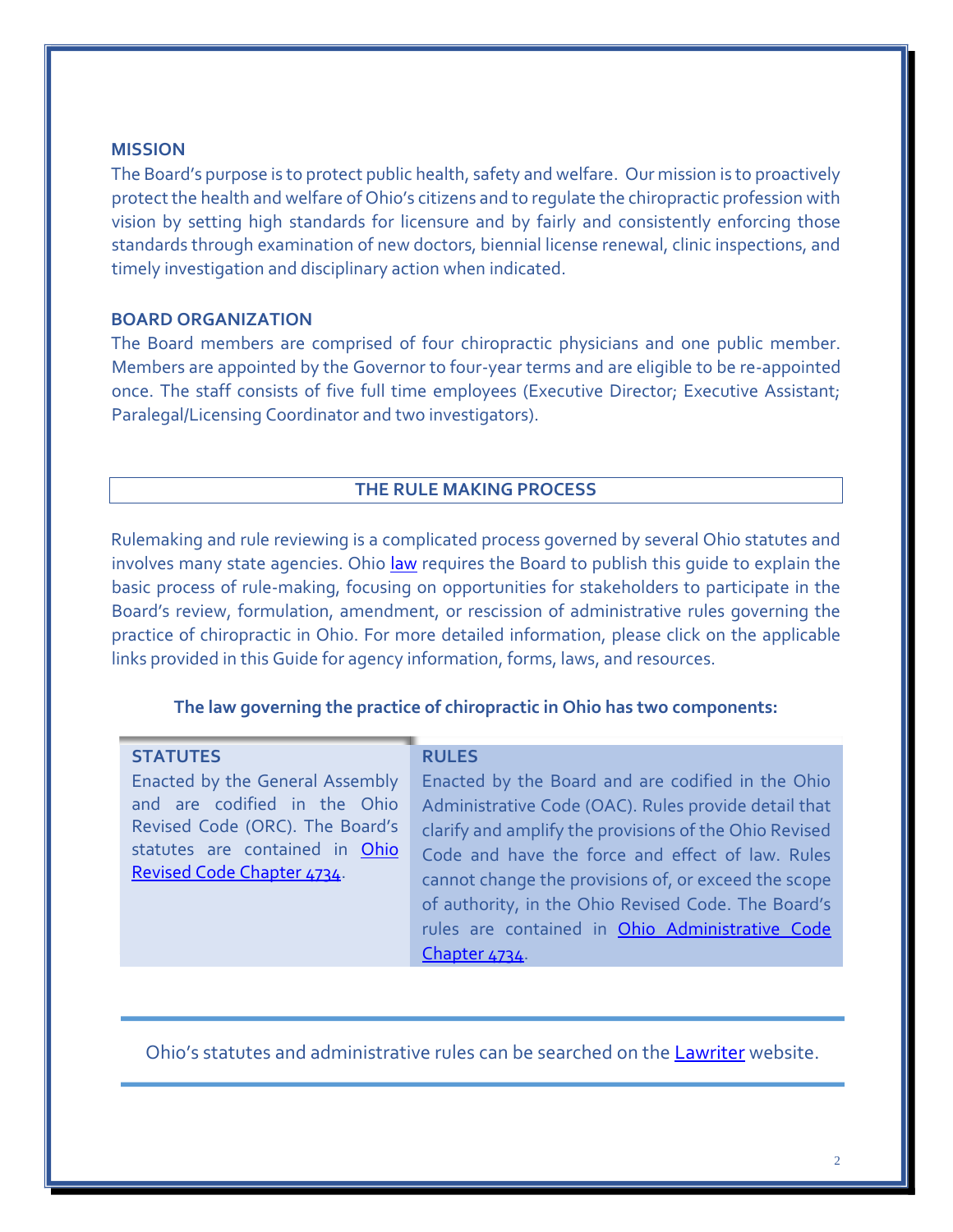## MISSION

The Board's purpose is to protect public health, safety and welfare. Our mission is to proactively protect the health and welfare of Ohio's citizens and to regulate the chiropractic profession with vision by setting high standards for licensure and by fairly and consistently enforcing those standards through examination of new doctors, biennial license renewal, clinic inspections, and timely investigation and disciplinary action when indicated.

## BOARD ORGANIZATION

The Board members are comprised of four chiropractic physicians and one public member. Members are appointed by the Governor to four-year terms and are eligible to be re-appointed once. The staff consists of five full time employees (Executive Director; Executive Assistant; Paralegal/Licensing Coordinator and two investigators).

## THE RULE MAKING PROCESS

Rulemaking and rule reviewing is a complicated process governed by several Ohio statutes and involves many state agencies. Ohio law requires the Board to publish this guide to explain the basic process of rule-making, focusing on opportunities for stakeholders to participate in the Board's review, formulation, amendment, or rescission of administrative rules governing the practice of chiropractic in Ohio. For more detailed information, please click on the applicable links provided in this Guide for agency information, forms, laws, and resources.

**The law governing the practice of chiropractic in Ohio has two components:**

| STATUTES | RULES |
|---|---|
| Enacted by the General Assembly and are codified in the Ohio Revised Code (ORC). The Board's statutes are contained in Ohio Revised Code Chapter 4734. | Enacted by the Board and are codified in the Ohio Administrative Code (OAC). Rules provide detail that clarify and amplify the provisions of the Ohio Revised Code and have the force and effect of law. Rules cannot change the provisions of, or exceed the scope of authority, in the Ohio Revised Code. The Board's rules are contained in Ohio Administrative Code Chapter 4734. |

Ohio's statutes and administrative rules can be searched on the Lawriter website.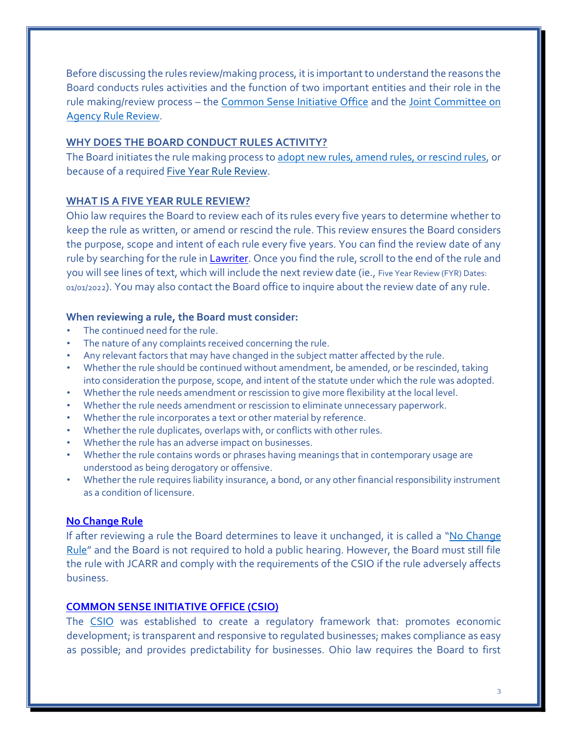Before discussing the rules review/making process, it is important to understand the reasons the Board conducts rules activities and the function of two important entities and their role in the rule making/review process – the Common Sense Initiative Office and the Joint Committee on Agency Rule Review.

## WHY DOES THE BOARD CONDUCT RULES ACTIVITY?

The Board initiates the rule making process to adopt new rules, amend rules, or rescind rules, or because of a required Five Year Rule Review.

## WHAT IS A FIVE YEAR RULE REVIEW?

Ohio law requires the Board to review each of its rules every five years to determine whether to keep the rule as written, or amend or rescind the rule. This review ensures the Board considers the purpose, scope and intent of each rule every five years. You can find the review date of any rule by searching for the rule in Lawriter. Once you find the rule, scroll to the end of the rule and you will see lines of text, which will include the next review date (ie., Five Year Review (FYR) Dates: 01/01/2022). You may also contact the Board office to inquire about the review date of any rule.

**When reviewing a rule, the Board must consider:**

- The continued need for the rule.
- The nature of any complaints received concerning the rule.
- Any relevant factors that may have changed in the subject matter affected by the rule.
- Whether the rule should be continued without amendment, be amended, or be rescinded, taking into consideration the purpose, scope, and intent of the statute under which the rule was adopted.
- Whether the rule needs amendment or rescission to give more flexibility at the local level.
- Whether the rule needs amendment or rescission to eliminate unnecessary paperwork.
- Whether the rule incorporates a text or other material by reference.
- Whether the rule duplicates, overlaps with, or conflicts with other rules.
- Whether the rule has an adverse impact on businesses.
- Whether the rule contains words or phrases having meanings that in contemporary usage are understood as being derogatory or offensive.
- Whether the rule requires liability insurance, a bond, or any other financial responsibility instrument as a condition of licensure.

### No Change Rule

If after reviewing a rule the Board determines to leave it unchanged, it is called a "No Change Rule" and the Board is not required to hold a public hearing. However, the Board must still file the rule with JCARR and comply with the requirements of the CSIO if the rule adversely affects business.

## COMMON SENSE INITIATIVE OFFICE (CSIO)

The CSIO was established to create a regulatory framework that: promotes economic development; is transparent and responsive to regulated businesses; makes compliance as easy as possible; and provides predictability for businesses. Ohio law requires the Board to first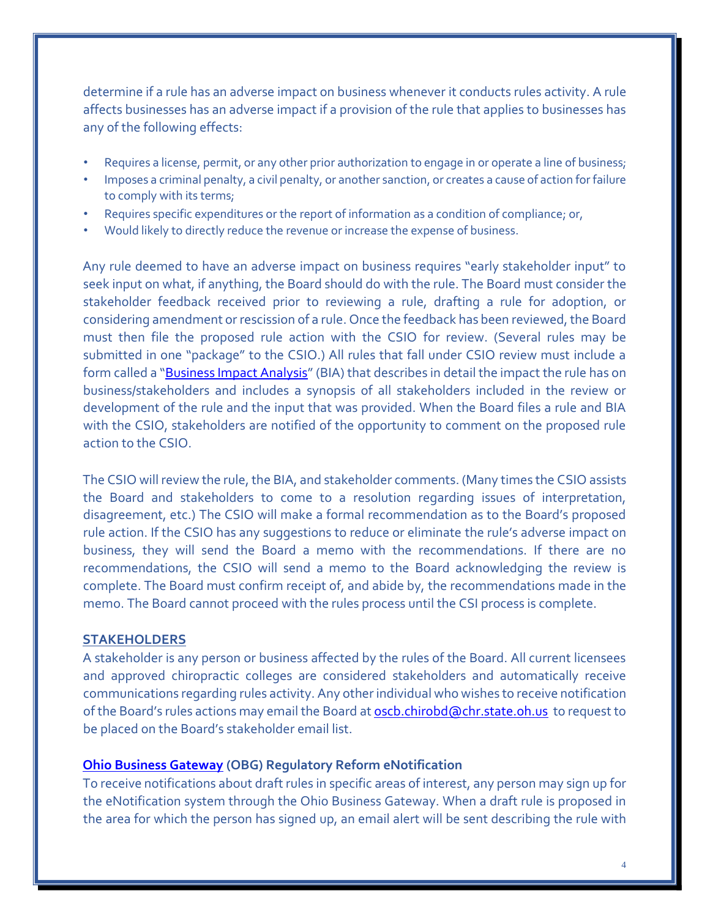determine if a rule has an adverse impact on business whenever it conducts rules activity. A rule affects businesses has an adverse impact if a provision of the rule that applies to businesses has any of the following effects:

- Requires a license, permit, or any other prior authorization to engage in or operate a line of business;
- Imposes a criminal penalty, a civil penalty, or another sanction, or creates a cause of action for failure to comply with its terms;
- Requires specific expenditures or the report of information as a condition of compliance; or,
- Would likely to directly reduce the revenue or increase the expense of business.

Any rule deemed to have an adverse impact on business requires "early stakeholder input" to seek input on what, if anything, the Board should do with the rule. The Board must consider the stakeholder feedback received prior to reviewing a rule, drafting a rule for adoption, or considering amendment or rescission of a rule. Once the feedback has been reviewed, the Board must then file the proposed rule action with the CSIO for review. (Several rules may be submitted in one "package" to the CSIO.) All rules that fall under CSIO review must include a form called a "[Business Impact Analysis]" (BIA) that describes in detail the impact the rule has on business/stakeholders and includes a synopsis of all stakeholders included in the review or development of the rule and the input that was provided. When the Board files a rule and BIA with the CSIO, stakeholders are notified of the opportunity to comment on the proposed rule action to the CSIO.

The CSIO will review the rule, the BIA, and stakeholder comments. (Many times the CSIO assists the Board and stakeholders to come to a resolution regarding issues of interpretation, disagreement, etc.) The CSIO will make a formal recommendation as to the Board's proposed rule action. If the CSIO has any suggestions to reduce or eliminate the rule's adverse impact on business, they will send the Board a memo with the recommendations. If there are no recommendations, the CSIO will send a memo to the Board acknowledging the review is complete. The Board must confirm receipt of, and abide by, the recommendations made in the memo. The Board cannot proceed with the rules process until the CSI process is complete.

## STAKEHOLDERS

A stakeholder is any person or business affected by the rules of the Board. All current licensees and approved chiropractic colleges are considered stakeholders and automatically receive communications regarding rules activity. Any other individual who wishes to receive notification of the Board's rules actions may email the Board at oscb.chirobd@chr.state.oh.us to request to be placed on the Board's stakeholder email list.

### Ohio Business Gateway (OBG) Regulatory Reform eNotification

To receive notifications about draft rules in specific areas of interest, any person may sign up for the eNotification system through the Ohio Business Gateway. When a draft rule is proposed in the area for which the person has signed up, an email alert will be sent describing the rule with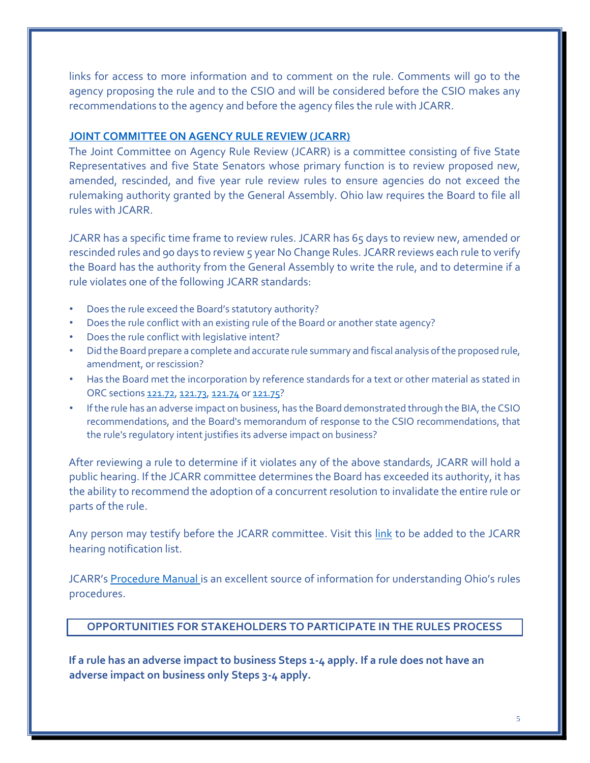links for access to more information and to comment on the rule. Comments will go to the agency proposing the rule and to the CSIO and will be considered before the CSIO makes any recommendations to the agency and before the agency files the rule with JCARR.

## JOINT COMMITTEE ON AGENCY RULE REVIEW (JCARR)

The Joint Committee on Agency Rule Review (JCARR) is a committee consisting of five State Representatives and five State Senators whose primary function is to review proposed new, amended, rescinded, and five year rule review rules to ensure agencies do not exceed the rulemaking authority granted by the General Assembly. Ohio law requires the Board to file all rules with JCARR.

JCARR has a specific time frame to review rules. JCARR has 65 days to review new, amended or rescinded rules and 90 days to review 5 year No Change Rules. JCARR reviews each rule to verify the Board has the authority from the General Assembly to write the rule, and to determine if a rule violates one of the following JCARR standards:

- Does the rule exceed the Board's statutory authority?
- Does the rule conflict with an existing rule of the Board or another state agency?
- Does the rule conflict with legislative intent?
- Did the Board prepare a complete and accurate rule summary and fiscal analysis of the proposed rule, amendment, or rescission?
- Has the Board met the incorporation by reference standards for a text or other material as stated in ORC sections 121.72, 121.73, 121.74 or 121.75?
- If the rule has an adverse impact on business, has the Board demonstrated through the BIA, the CSIO recommendations, and the Board's memorandum of response to the CSIO recommendations, that the rule's regulatory intent justifies its adverse impact on business?

After reviewing a rule to determine if it violates any of the above standards, JCARR will hold a public hearing. If the JCARR committee determines the Board has exceeded its authority, it has the ability to recommend the adoption of a concurrent resolution to invalidate the entire rule or parts of the rule.

Any person may testify before the JCARR committee. Visit this link to be added to the JCARR hearing notification list.

JCARR's Procedure Manual is an excellent source of information for understanding Ohio's rules procedures.

## OPPORTUNITIES FOR STAKEHOLDERS TO PARTICIPATE IN THE RULES PROCESS

**If a rule has an adverse impact to business Steps 1-4 apply. If a rule does not have an adverse impact on business only Steps 3-4 apply.**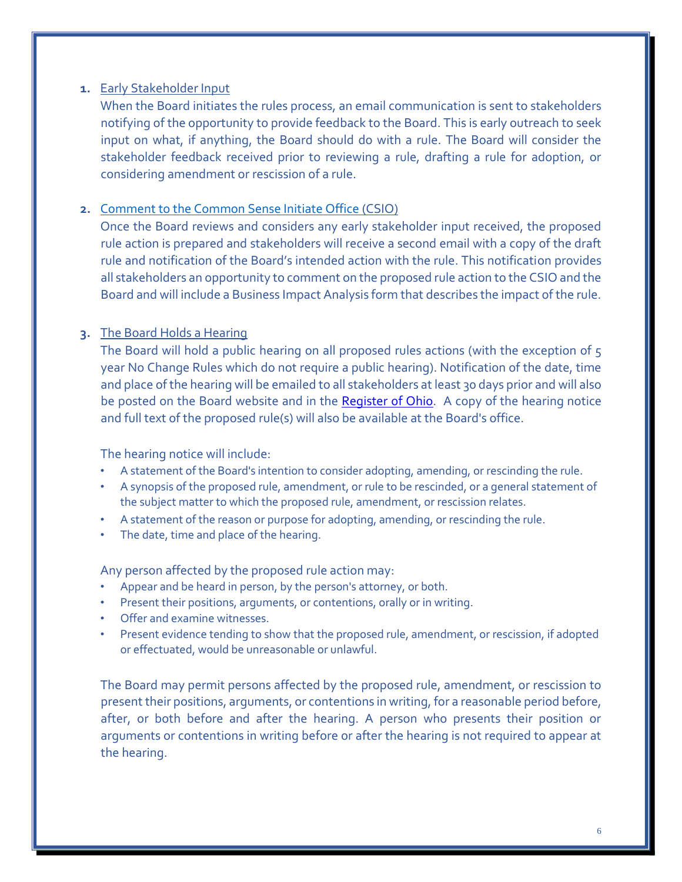1. <u>Early Stakeholder Input</u>

   When the Board initiates the rules process, an email communication is sent to stakeholders notifying of the opportunity to provide feedback to the Board. This is early outreach to seek input on what, if anything, the Board should do with a rule. The Board will consider the stakeholder feedback received prior to reviewing a rule, drafting a rule for adoption, or considering amendment or rescission of a rule.

2. [Comment to the Common Sense Initiate Office](#) (CSIO)

   Once the Board reviews and considers any early stakeholder input received, the proposed rule action is prepared and stakeholders will receive a second email with a copy of the draft rule and notification of the Board's intended action with the rule. This notification provides all stakeholders an opportunity to comment on the proposed rule action to the CSIO and the Board and will include a Business Impact Analysis form that describes the impact of the rule.

3. <u>The Board Holds a Hearing</u>

   The Board will hold a public hearing on all proposed rules actions (with the exception of 5 year No Change Rules which do not require a public hearing). Notification of the date, time and place of the hearing will be emailed to all stakeholders at least 30 days prior and will also be posted on the Board website and in the [Register of Ohio](#). A copy of the hearing notice and full text of the proposed rule(s) will also be available at the Board's office.

   The hearing notice will include:

   - A statement of the Board's intention to consider adopting, amending, or rescinding the rule.
   - A synopsis of the proposed rule, amendment, or rule to be rescinded, or a general statement of the subject matter to which the proposed rule, amendment, or rescission relates.
   - A statement of the reason or purpose for adopting, amending, or rescinding the rule.
   - The date, time and place of the hearing.

   Any person affected by the proposed rule action may:

   - Appear and be heard in person, by the person's attorney, or both.
   - Present their positions, arguments, or contentions, orally or in writing.
   - Offer and examine witnesses.
   - Present evidence tending to show that the proposed rule, amendment, or rescission, if adopted or effectuated, would be unreasonable or unlawful.

   The Board may permit persons affected by the proposed rule, amendment, or rescission to present their positions, arguments, or contentions in writing, for a reasonable period before, after, or both before and after the hearing. A person who presents their position or arguments or contentions in writing before or after the hearing is not required to appear at the hearing.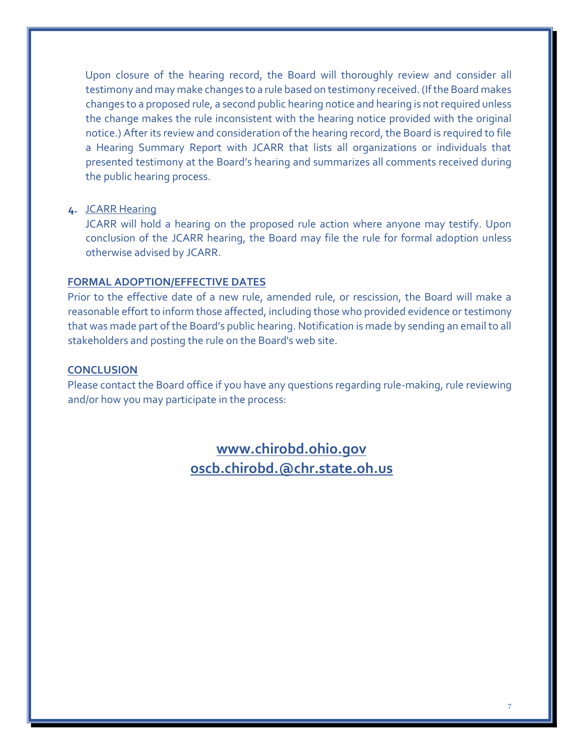Upon closure of the hearing record, the Board will thoroughly review and consider all testimony and may make changes to a rule based on testimony received. (If the Board makes changes to a proposed rule, a second public hearing notice and hearing is not required unless the change makes the rule inconsistent with the hearing notice provided with the original notice.) After its review and consideration of the hearing record, the Board is required to file a Hearing Summary Report with JCARR that lists all organizations or individuals that presented testimony at the Board's hearing and summarizes all comments received during the public hearing process.

4. JCARR Hearing
   JCARR will hold a hearing on the proposed rule action where anyone may testify. Upon conclusion of the JCARR hearing, the Board may file the rule for formal adoption unless otherwise advised by JCARR.

**FORMAL ADOPTION/EFFECTIVE DATES**

Prior to the effective date of a new rule, amended rule, or rescission, the Board will make a reasonable effort to inform those affected, including those who provided evidence or testimony that was made part of the Board's public hearing. Notification is made by sending an email to all stakeholders and posting the rule on the Board's web site.

**CONCLUSION**

Please contact the Board office if you have any questions regarding rule-making, rule reviewing and/or how you may participate in the process:

**www.chirobd.ohio.gov**

**oscb.chirobd.@chr.state.oh.us**